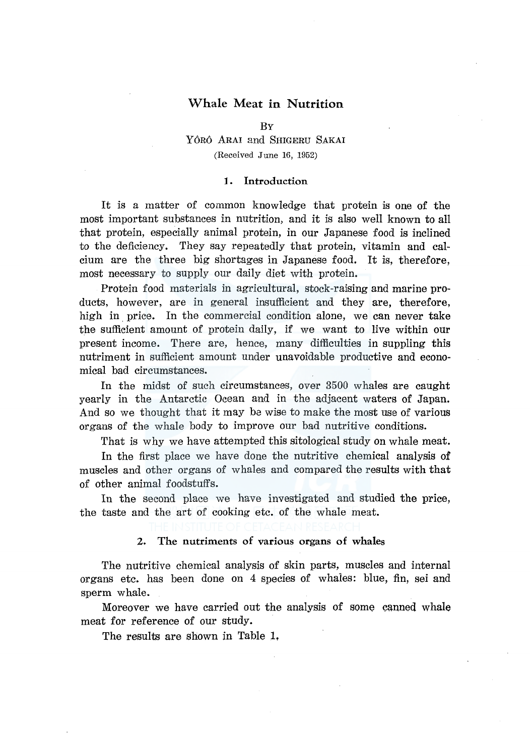# Whale Meat in Nutrition

BY

YÔRÔ ARAI and SHIGERU SAKAI

(Received June 16, 1952)

## 1. Introduction

It is a matter of common knowledge that protein is one of the most important substances in nutrition, and it is also well known to all that protein, especially animal protein, in our Japanese food is inclined to the deficiency. They say repeatedly that protein, vitamin and calcium are the three big shortages in Japanese food. It is, therefore, most necessary to supply our daily diet with protein.

Protein food materials in agricultural, stock-raising and marine products, however, are in general insufficient and they are, therefore, high in price. In the commercial condition alone, we can never take the sufficient amount of protein daily, if we want to live within our present income. There are, hence, many difficulties in suppling this nutriment in sufficient amount under unavoidable productive and economical bad circumstances.

In the midst of such circumstances, over 3500 whales are caught yearly in the Antarctic Ocean and in the adjacent waters of Japan. And so we thought that it may be wise to make the most use of various organs of the whale body to improve our bad nutritive conditions.

That is why we have attempted this sitological study on whale meat.

In the first place we have done the nutritive chemical analysis of muscles and other organs of whales and compared the results with that of other animal foodstuffs.

In the second place we have investigated and studied the price, the taste and the art of cooking etc. of the whale meat.

## 2. The nutriments of various organs of whales

The nutritive chemical analysis of skin parts, muscles and internal organs etc. has been done on 4 species of whales: blue, fin, sei and sperm whale.

Moreover we have carried out the analysis of some canned whale meat for reference of our study.

The results are shown in Table 1.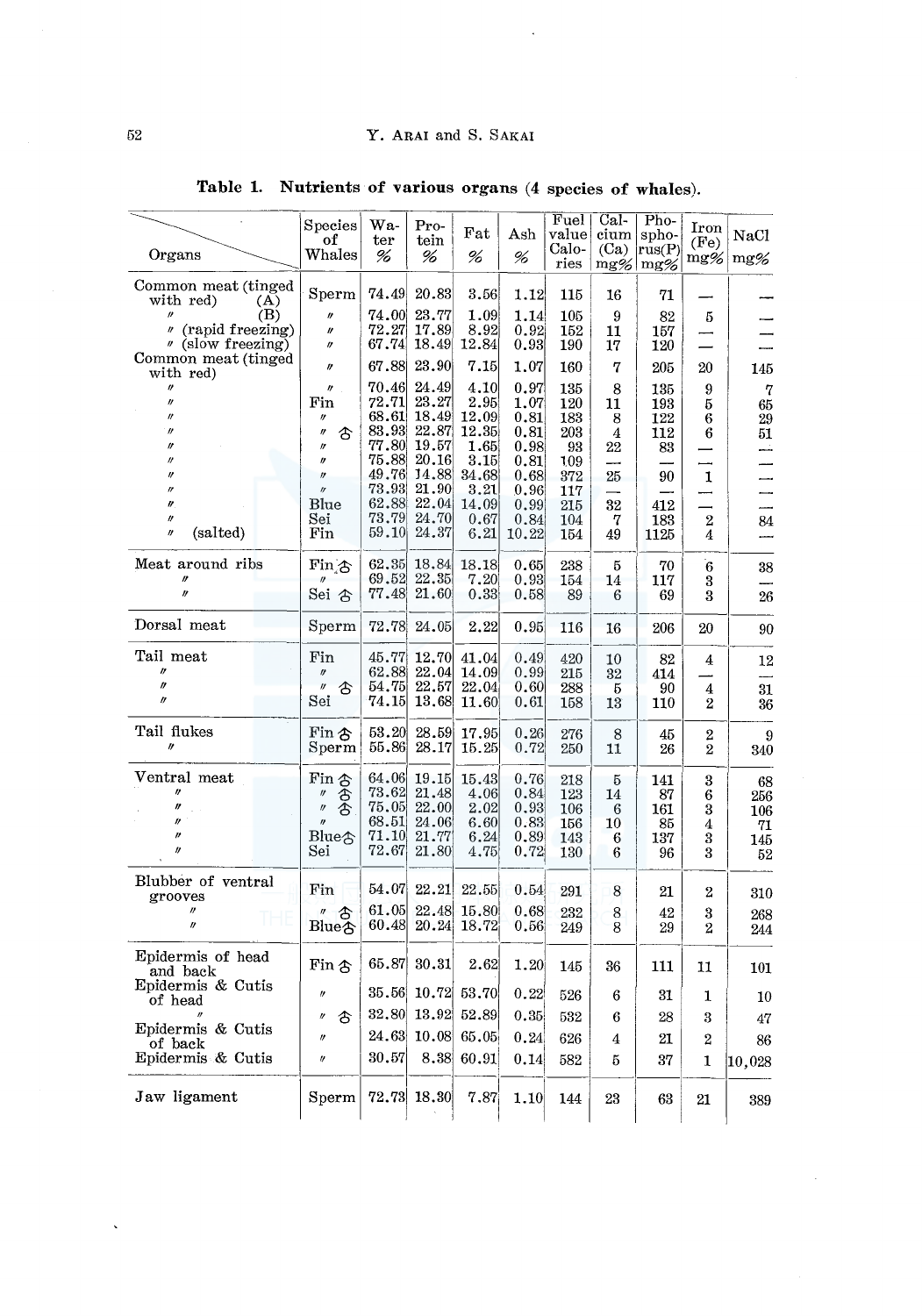**Table 1. Nutrients of various organs (4 species of whales).**

| Organs | Species of Whales | Water % | Protein % | Fat % | Ash % | Fuel value Calories | Calcium (Ca) mg% | Phosphorus (P) mg% | Iron (Fe) mg% | NaCl mg% |
|---|---|---|---|---|---|---|---|---|---|---|
| Common meat (tinged with red) (A) | Sperm | 74.49 | 20.83 | 3.56 | 1.12 | 115 | 16 | 71 | — | — |
| 〃 (B) | 〃 | 74.00 | 23.77 | 1.09 | 1.14 | 105 | 9 | 82 | 5 | — |
| 〃 (rapid freezing) | 〃 | 72.27 | 17.89 | 8.92 | 0.92 | 152 | 11 | 157 | — | — |
| 〃 (slow freezing) | 〃 | 67.74 | 18.49 | 12.84 | 0.93 | 190 | 17 | 120 | — | — |
| Common meat (tinged with red) | 〃 | 67.88 | 23.90 | 7.15 | 1.07 | 160 | 7 | 205 | 20 | 145 |
| 〃 | 〃 | 70.46 | 24.49 | 4.10 | 0.97 | 135 | 8 | 135 | 9 | 7 |
| 〃 | Fin | 72.71 | 23.27 | 2.95 | 1.07 | 120 | 11 | 193 | 5 | 65 |
| 〃 | 〃 | 68.61 | 18.49 | 12.09 | 0.81 | 183 | 8 | 122 | 6 | 29 |
| 〃 | 〃 ♂ | 83.93 | 22.87 | 12.35 | 0.81 | 203 | 4 | 112 | 6 | 51 |
| 〃 | 〃 | 77.80 | 19.57 | 1.65 | 0.98 | 93 | 22 | 83 | — | — |
| 〃 | 〃 | 75.88 | 20.16 | 3.15 | 0.81 | 109 | — | — | — | — |
| 〃 | 〃 | 49.76 | 14.88 | 34.68 | 0.68 | 372 | 25 | 90 | 1 | — |
| 〃 | 〃 | 73.93 | 21.90 | 3.21 | 0.96 | 117 | — | — | — | — |
| 〃 | Blue | 62.88 | 22.04 | 14.09 | 0.99 | 215 | 32 | 412 | — | — |
| 〃 | Sei | 73.79 | 24.70 | 0.67 | 0.84 | 104 | 7 | 183 | 2 | 84 |
| 〃 (salted) | Fin | 59.10 | 24.37 | 6.21 | 10.22 | 154 | 49 | 1125 | 4 | — |
| Meat around ribs | Fin ♂ | 62.35 | 18.84 | 18.18 | 0.65 | 238 | 5 | 70 | 6 | 38 |
| 〃 | 〃 | 69.52 | 22.35 | 7.20 | 0.93 | 154 | 14 | 117 | 3 | — |
| 〃 | Sei ♂ | 77.48 | 21.60 | 0.33 | 0.58 | 89 | 6 | 69 | 3 | 26 |
| Dorsal meat | Sperm | 72.78 | 24.05 | 2.22 | 0.95 | 116 | 16 | 206 | 20 | 90 |
| Tail meat | Fin | 45.77 | 12.70 | 41.04 | 0.49 | 420 | 10 | 82 | 4 | 12 |
| 〃 | 〃 | 62.88 | 22.04 | 14.09 | 0.99 | 215 | 32 | 414 | — | — |
| 〃 | 〃 ♂ | 54.75 | 22.57 | 22.04 | 0.60 | 288 | 5 | 90 | 4 | 31 |
| 〃 | Sei | 74.15 | 13.68 | 11.60 | 0.61 | 158 | 13 | 110 | 2 | 36 |
| Tail flukes | Fin ♂ | 53.20 | 28.59 | 17.95 | 0.26 | 276 | 8 | 45 | 2 | 9 |
| 〃 | Sperm | 55.86 | 28.17 | 15.25 | 0.72 | 250 | 11 | 26 | 2 | 340 |
| Ventral meat | Fin ♂ | 64.06 | 19.15 | 15.43 | 0.76 | 218 | 5 | 141 | 3 | 68 |
| 〃 | 〃 ♂ | 73.62 | 21.48 | 4.06 | 0.84 | 123 | 14 | 87 | 6 | 256 |
| 〃 | 〃 ♂ | 75.05 | 22.00 | 2.02 | 0.93 | 106 | 6 | 161 | 3 | 106 |
| 〃 | 〃 | 68.51 | 24.06 | 6.60 | 0.83 | 156 | 10 | 85 | 4 | 71 |
| 〃 | Blue ♂ | 71.10 | 21.77 | 6.24 | 0.89 | 143 | 6 | 137 | 3 | 145 |
| 〃 | Sei | 72.67 | 21.80 | 4.75 | 0.72 | 130 | 6 | 96 | 3 | 52 |
| Blubber of ventral grooves | Fin | 54.07 | 22.21 | 22.55 | 0.54 | 291 | 8 | 21 | 2 | 310 |
| 〃 | 〃 ♂ | 61.05 | 22.48 | 15.80 | 0.68 | 232 | 8 | 42 | 3 | 268 |
| 〃 | Blue ♂ | 60.48 | 20.24 | 18.72 | 0.56 | 249 | 8 | 29 | 2 | 244 |
| Epidermis of head and back | Fin ♂ | 65.87 | 30.31 | 2.62 | 1.20 | 145 | 36 | 111 | 11 | 101 |
| Epidermis & Cutis of head | 〃 | 35.56 | 10.72 | 53.70 | 0.22 | 526 | 6 | 31 | 1 | 10 |
| 〃 | 〃 ♂ | 32.80 | 13.92 | 52.89 | 0.35 | 532 | 6 | 28 | 3 | 47 |
| Epidermis & Cutis of back | 〃 | 24.63 | 10.08 | 65.05 | 0.24 | 626 | 4 | 21 | 2 | 86 |
| Epidermis & Cutis | 〃 | 30.57 | 8.38 | 60.91 | 0.14 | 582 | 5 | 37 | 1 | 10,028 |
| Jaw ligament | Sperm | 72.73 | 18.30 | 7.87 | 1.10 | 144 | 23 | 63 | 21 | 389 |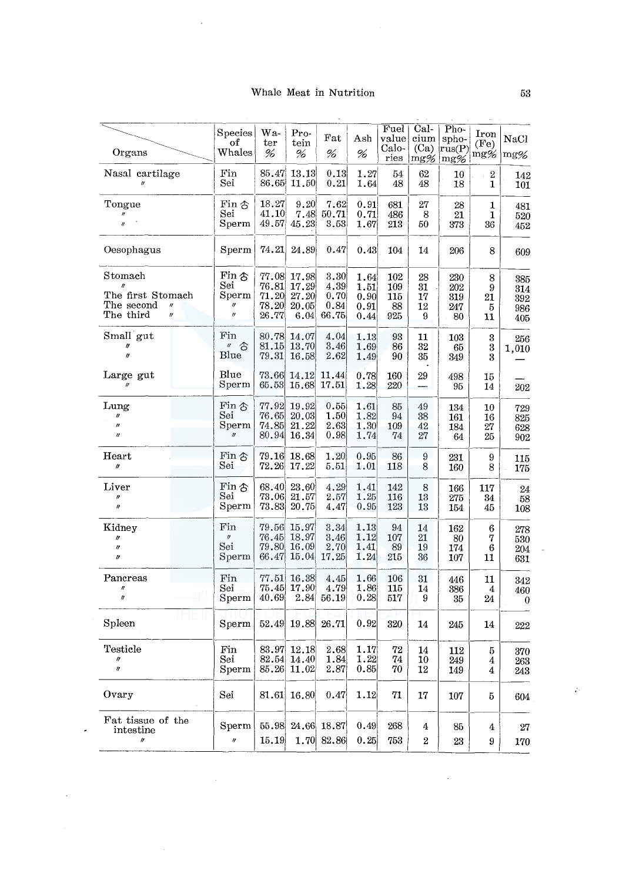| Organs | Species of Whales | Water % | Protein % | Fat % | Ash % | Fuel value Calories | Calcium (Ca) mg% | Phosphorus(P) mg% | Iron (Fe) mg% | NaCl mg% |
|---|---|---|---|---|---|---|---|---|---|---|
| Nasal cartilage | Fin | 85.47 | 13.13 | 0.13 | 1.27 | 54 | 62 | 10 | 2 | 142 |
| 〃 | Sei | 86.65 | 11.50 | 0.21 | 1.64 | 48 | 48 | 18 | 1 | 101 |
| Tongue | Fin ♂ | 18.27 | 9.20 | 7.62 | 0.91 | 681 | 27 | 28 | 1 | 481 |
| 〃 | Sei | 41.10 | 7.48 | 50.71 | 0.71 | 486 | 8 | 21 | 1 | 520 |
| 〃 | Sperm | 49.57 | 45.23 | 3.53 | 1.67 | 213 | 50 | 373 | 36 | 452 |
| Oesophagus | Sperm | 74.21 | 24.89 | 0.47 | 0.43 | 104 | 14 | 206 | 8 | 609 |
| Stomach | Fin ♂ | 77.08 | 17.98 | 3.30 | 1.64 | 102 | 28 | 230 | 8 | 385 |
| 〃 | Sei | 76.81 | 17.29 | 4.39 | 1.51 | 109 | 31 | 202 | 9 | 314 |
| The first Stomach | Sperm | 71.20 | 27.20 | 0.70 | 0.90 | 115 | 17 | 319 | 21 | 392 |
| The second 〃 | 〃 | 78.20 | 20.05 | 0.84 | 0.91 | 88 | 12 | 247 | 5 | 986 |
| The third 〃 | 〃 | 26.77 | 6.04 | 66.75 | 0.44 | 925 | 9 | 80 | 11 | 405 |
| Small gut | Fin | 80.78 | 14.07 | 4.04 | 1.13 | 93 | 11 | 103 | 3 | 256 |
| 〃 | 〃 ♂ | 81.15 | 13.70 | 3.46 | 1.69 | 86 | 32 | 65 | 3 | 1,010 |
| 〃 | Blue | 79.31 | 16.58 | 2.62 | 1.49 | 90 | 35 | 349 | 3 | — |
| Large gut | Blue | 73.66 | 14.12 | 11.44 | 0.78 | 160 | 29 | 498 | 15 | — |
| 〃 | Sperm | 65.53 | 15.68 | 17.51 | 1.28 | 220 | — | 95 | 14 | 202 |
| Lung | Fin ♂ | 77.92 | 19.92 | 0.55 | 1.61 | 85 | 49 | 134 | 10 | 729 |
| 〃 | Sei | 76.65 | 20.03 | 1.50 | 1.82 | 94 | 38 | 161 | 16 | 825 |
| 〃 | Sperm | 74.85 | 21.22 | 2.63 | 1.30 | 109 | 42 | 184 | 27 | 628 |
| 〃 | 〃 | 80.94 | 16.34 | 0.98 | 1.74 | 74 | 27 | 64 | 25 | 902 |
| Heart | Fin ♂ | 79.16 | 18.68 | 1.20 | 0.95 | 86 | 9 | 231 | 9 | 115 |
| 〃 | Sei | 72.26 | 17.22 | 5.51 | 1.01 | 118 | 8 | 160 | 8 | 175 |
| Liver | Fin ♂ | 68.40 | 23.60 | 4.29 | 1.41 | 142 | 8 | 166 | 117 | 24 |
| 〃 | Sei | 73.06 | 21.57 | 2.57 | 1.25 | 116 | 13 | 275 | 34 | 58 |
| 〃 | Sperm | 73.83 | 20.75 | 4.47 | 0.95 | 123 | 13 | 154 | 45 | 108 |
| Kidney | Fin | 79.56 | 15.97 | 3.34 | 1.13 | 94 | 14 | 162 | 6 | 278 |
| 〃 | 〃 | 76.45 | 18.97 | 3.46 | 1.12 | 107 | 21 | 80 | 7 | 530 |
| 〃 | Sei | 79.80 | 16.09 | 2.70 | 1.41 | 89 | 19 | 174 | 6 | 204 |
| 〃 | Sperm | 66.47 | 15.04 | 17.25 | 1.24 | 215 | 36 | 107 | 11 | 631 |
| Pancreas | Fin | 77.51 | 16.38 | 4.45 | 1.66 | 106 | 31 | 446 | 11 | 342 |
| 〃 | Sei | 75.45 | 17.90 | 4.79 | 1.86 | 115 | 14 | 386 | 4 | 460 |
| 〃 | Sperm | 40.69 | 2.84 | 56.19 | 0.28 | 517 | 9 | 35 | 24 | 0 |
| Spleen | Sperm | 52.49 | 19.88 | 26.71 | 0.92 | 320 | 14 | 245 | 14 | 222 |
| Testicle | Fin | 83.97 | 12.18 | 2.68 | 1.17 | 72 | 14 | 112 | 5 | 370 |
| 〃 | Sei | 82.54 | 14.40 | 1.84 | 1.22 | 74 | 10 | 249 | 4 | 263 |
| 〃 | Sperm | 85.26 | 11.02 | 2.87 | 0.85 | 70 | 12 | 149 | 4 | 243 |
| Ovary | Sei | 81.61 | 16.80 | 0.47 | 1.12 | 71 | 17 | 107 | 5 | 604 |
| Fat tissue of the intestine | Sperm | 55.98 | 24.66 | 18.87 | 0.49 | 268 | 4 | 85 | 4 | 27 |
| 〃 | 〃 | 15.19 | 1.70 | 82.86 | 0.25 | 753 | 2 | 23 | 9 | 170 |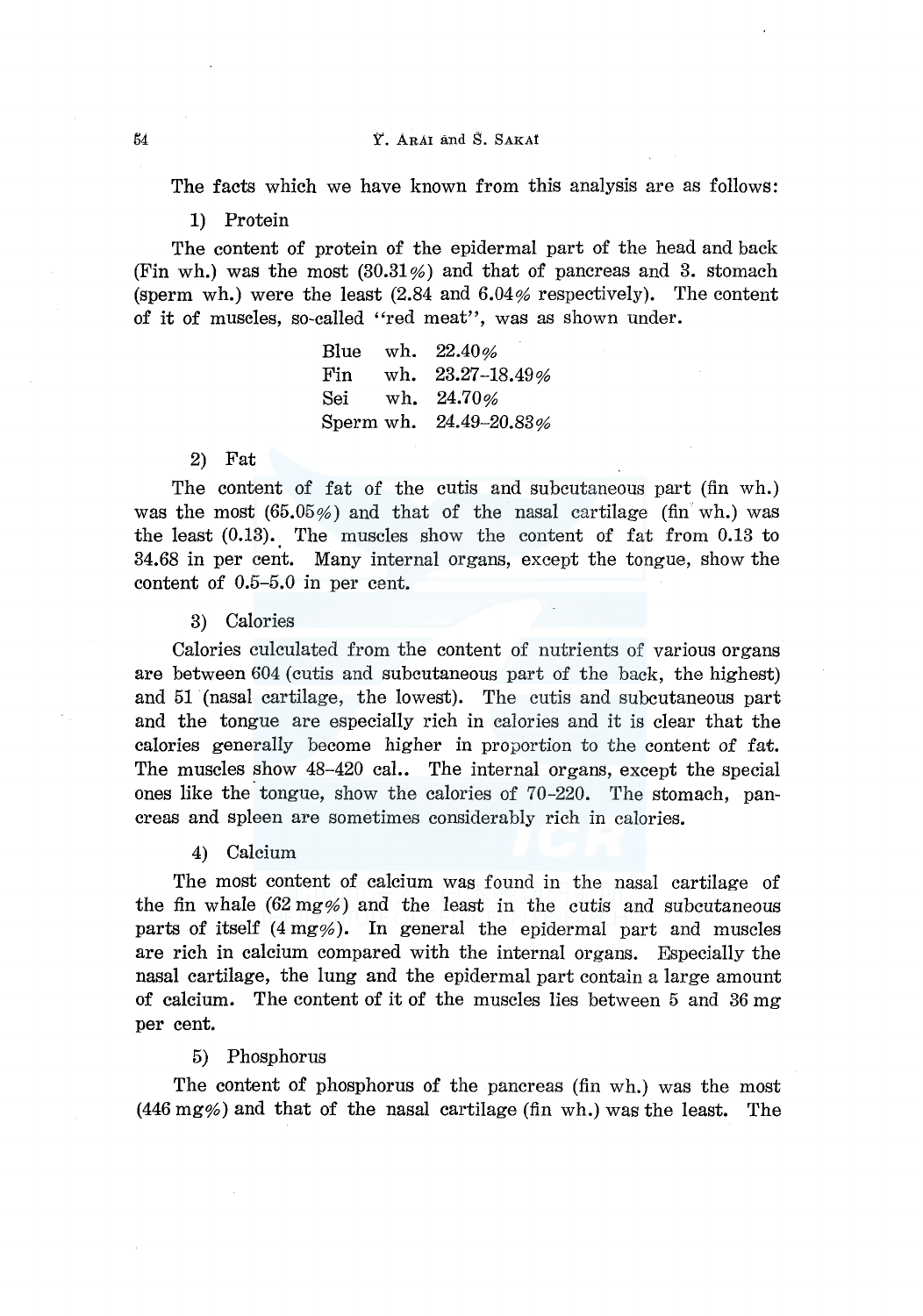The facts which we have known from this analysis are as follows:

1) Protein

The content of protein of the epidermal part of the head and back (Fin wh.) was the most (30.31%) and that of pancreas and 3. stomach (sperm wh.) were the least (2.84 and 6.04% respectively). The content of it of muscles, so-called "red meat", was as shown under.

| | |
|---|---|
| Blue wh. | 22.40% |
| Fin wh. | 23.27–18.49% |
| Sei wh. | 24.70% |
| Sperm wh. | 24.49–20.83% |

2) Fat

The content of fat of the cutis and subcutaneous part (fin wh.) was the most (65.05%) and that of the nasal cartilage (fin wh.) was the least (0.13). The muscles show the content of fat from 0.13 to 34.68 in per cent. Many internal organs, except the tongue, show the content of 0.5–5.0 in per cent.

3) Calories

Calories culculated from the content of nutrients of various organs are between 604 (cutis and subcutaneous part of the back, the highest) and 51 (nasal cartilage, the lowest). The cutis and subcutaneous part and the tongue are especially rich in calories and it is clear that the calories generally become higher in proportion to the content of fat. The muscles show 48–420 cal.. The internal organs, except the special ones like the tongue, show the calories of 70–220. The stomach, pancreas and spleen are sometimes considerably rich in calories.

4) Calcium

The most content of calcium was found in the nasal cartilage of the fin whale (62 mg%) and the least in the cutis and subcutaneous parts of itself (4 mg%). In general the epidermal part and muscles are rich in calcium compared with the internal organs. Especially the nasal cartilage, the lung and the epidermal part contain a large amount of calcium. The content of it of the muscles lies between 5 and 36 mg per cent.

5) Phosphorus

The content of phosphorus of the pancreas (fin wh.) was the most (446 mg%) and that of the nasal cartilage (fin wh.) was the least. The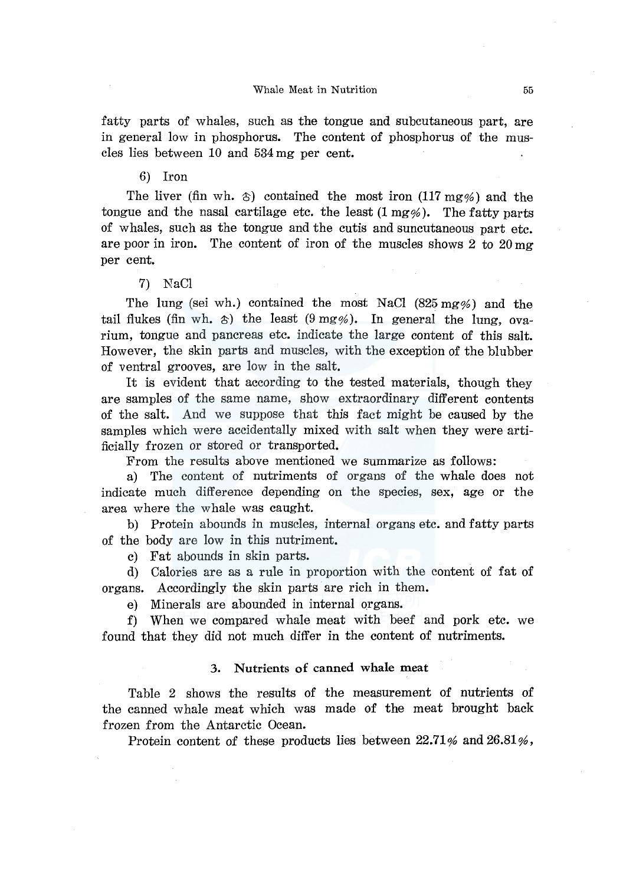fatty parts of whales, such as the tongue and subcutaneous part, are in general low in phosphorus. The content of phosphorus of the muscles lies between 10 and 534 mg per cent.

6) Iron

The liver (fin wh. ♂) contained the most iron (117 mg%) and the tongue and the nasal cartilage etc. the least (1 mg%). The fatty parts of whales, such as the tongue and the cutis and suncutaneous part etc. are poor in iron. The content of iron of the muscles shows 2 to 20 mg per cent.

7) NaCl

The lung (sei wh.) contained the most NaCl (825 mg%) and the tail flukes (fin wh. ♂) the least (9 mg%). In general the lung, ovarium, tongue and pancreas etc. indicate the large content of this salt. However, the skin parts and muscles, with the exception of the blubber of ventral grooves, are low in the salt.

It is evident that according to the tested materials, though they are samples of the same name, show extraordinary different contents of the salt. And we suppose that this fact might be caused by the samples which were accidentally mixed with salt when they were artificially frozen or stored or transported.

From the results above mentioned we summarize as follows:

a) The content of nutriments of organs of the whale does not indicate much difference depending on the species, sex, age or the area where the whale was caught.

b) Protein abounds in muscles, internal organs etc. and fatty parts of the body are low in this nutriment.

c) Fat abounds in skin parts.

d) Calories are as a rule in proportion with the content of fat of organs. Accordingly the skin parts are rich in them.

e) Minerals are abounded in internal organs.

f) When we compared whale meat with beef and pork etc. we found that they did not much differ in the content of nutriments.

### 3. Nutrients of canned whale meat

Table 2 shows the results of the measurement of nutrients of the canned whale meat which was made of the meat brought back frozen from the Antarctic Ocean.

Protein content of these products lies between 22.71% and 26.81%,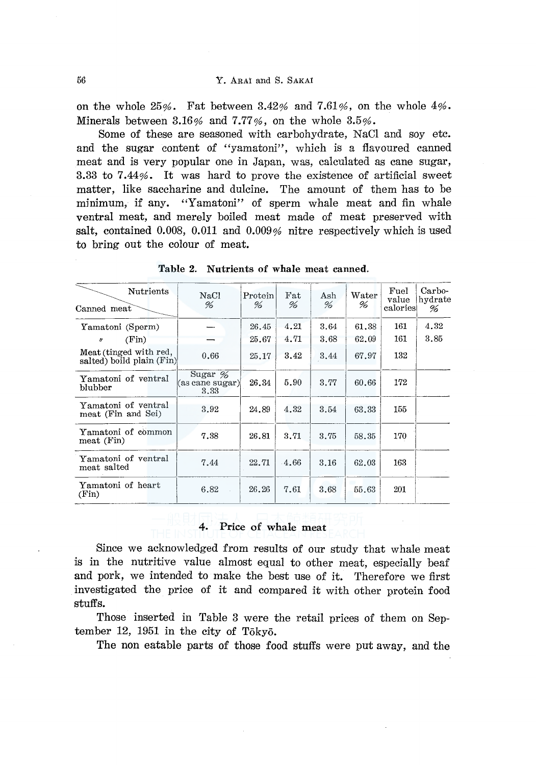on the whole 25%. Fat between 3.42% and 7.61%, on the whole 4%. Minerals between 3.16% and 7.77%, on the whole 3.5%.

Some of these are seasoned with carbohydrate, NaCl and soy etc. and the sugar content of "yamatoni", which is a flavoured canned meat and is very popular one in Japan, was, calculated as cane sugar, 3.33 to 7.44%. It was hard to prove the existence of artificial sweet matter, like saccharine and dulcine. The amount of them has to be minimum, if any. "Yamatoni" of sperm whale meat and fin whale ventral meat, and merely boiled meat made of meat preserved with salt, contained 0.008, 0.011 and 0.009% nitre respectively which is used to bring out the colour of meat.

**Table 2. Nutrients of whale meat canned.**

| Canned meat \ Nutrients | NaCl % | Protein % | Fat % | Ash % | Water % | Fuel value calories | Carbo-hydrate % |
|---|---|---|---|---|---|---|---|
| Yamatoni (Sperm) | — | 26.45 | 4.21 | 3.64 | 61.38 | 161 | 4.32 |
| 〃 (Fin) | — | 25.67 | 4.71 | 3.68 | 62.09 | 161 | 3.85 |
| Meat (tinged with red, salted) boild plain (Fin) | 0.66 | 25.17 | 3.42 | 3.44 | 67.97 | 132 | |
| Yamatoni of ventral blubber | Sugar % (as cane sugar) 3.33 | 26.34 | 5.90 | 3.77 | 60.66 | 172 | |
| Yamatoni of ventral meat (Fin and Sei) | 3.92 | 24.89 | 4.32 | 3.54 | 63.33 | 155 | |
| Yamatoni of common meat (Fin) | 7.38 | 26.81 | 3.71 | 3.75 | 58.35 | 170 | |
| Yamatoni of ventral meat salted | 7.44 | 22.71 | 4.66 | 3.16 | 62.03 | 163 | |
| Yamatoni of heart (Fin) | 6.82 | 26.26 | 7.61 | 3.68 | 55.63 | 201 | |

## 4. Price of whale meat

Since we acknowledged from results of our study that whale meat is in the nutritive value almost equal to other meat, especially beaf and pork, we intended to make the best use of it. Therefore we first investigated the price of it and compared it with other protein food stuffs.

Those inserted in Table 3 were the retail prices of them on September 12, 1951 in the city of Tōkyō.

The non eatable parts of those food stuffs were put away, and the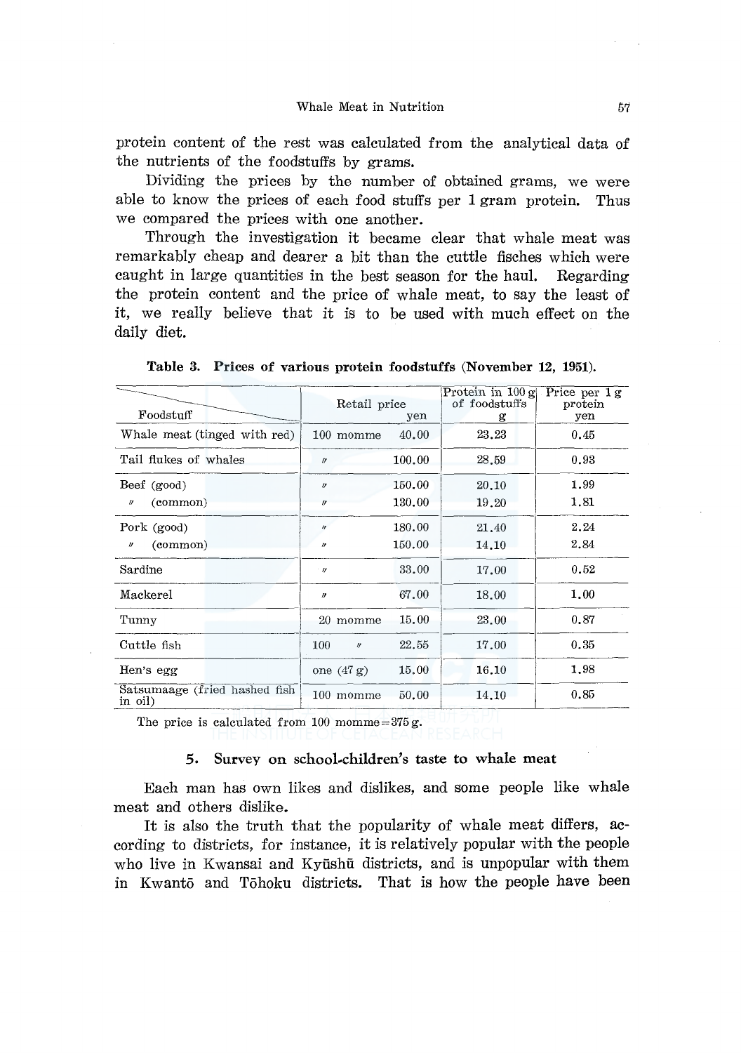protein content of the rest was calculated from the analytical data of the nutrients of the foodstuffs by grams.

Dividing the prices by the number of obtained grams, we were able to know the prices of each food stuffs per 1 gram protein. Thus we compared the prices with one another.

Through the investigation it became clear that whale meat was remarkably cheap and dearer a bit than the cuttle fisches which were caught in large quantities in the best season for the haul. Regarding the protein content and the price of whale meat, to say the least of it, we really believe that it is to be used with much effect on the daily diet.

**Table 3. Prices of various protein foodstuffs (November 12, 1951).**

| Foodstuff | Retail price | yen | Protein in 100 g of foodstuffs g | Price per 1 g protein yen |
|---|---|---|---|---|
| Whale meat (tinged with red) | 100 momme | 40.00 | 23.23 | 0.45 |
| Tail flukes of whales | 〃 | 100.00 | 28.59 | 0.93 |
| Beef (good) | 〃 | 150.00 | 20.10 | 1.99 |
| 〃 (common) | 〃 | 130.00 | 19.20 | 1.81 |
| Pork (good) | 〃 | 180.00 | 21.40 | 2.24 |
| 〃 (common) | 〃 | 150.00 | 14.10 | 2.84 |
| Sardine | 〃 | 33.00 | 17.00 | 0.52 |
| Mackerel | 〃 | 67.00 | 18.00 | 1.00 |
| Tunny | 20 momme | 15.00 | 23.00 | 0.87 |
| Cuttle fish | 100 〃 | 22.55 | 17.00 | 0.35 |
| Hen's egg | one (47 g) | 15.00 | 16.10 | 1.98 |
| Satsumaage (fried hashed fish in oil) | 100 momme | 50.00 | 14.10 | 0.85 |

The price is calculated from 100 momme=375 g.

### 5. Survey on school-children's taste to whale meat

Each man has own likes and dislikes, and some people like whale meat and others dislike.

It is also the truth that the popularity of whale meat differs, according to districts, for instance, it is relatively popular with the people who live in Kwansai and Kyūshū districts, and is unpopular with them in Kwantō and Tōhoku districts. That is how the people have been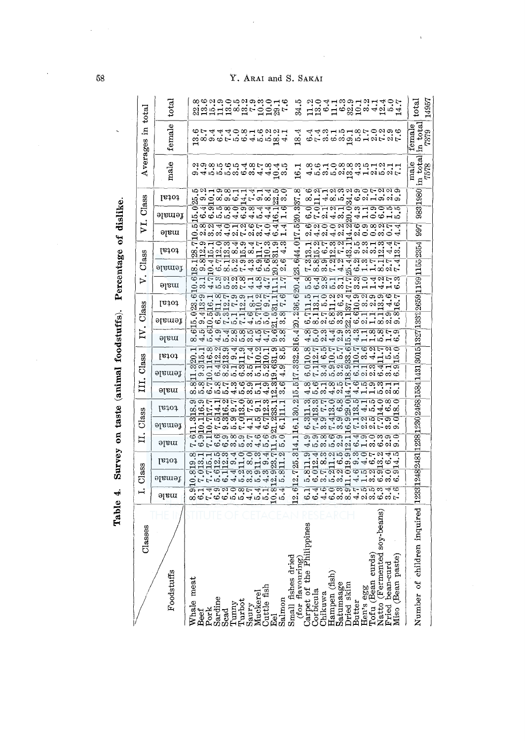**Table 4. Survey on taste (animal foodstuffs). Percentage of dislike.**

| Foodstuffs | I. Class male | I. Class female | I. Class total | II. Class male | II. Class female | II. Class total | III. Class male | III. Class female | III. Class total | IV. Class male | IV. Class female | IV. Class total | V. Class male | V. Class female | V. Class total | VI. Class male | VI. Class female | VI. Class total | Averages in total male | Averages in total female | Averages in total total |
|---|---|---|---|---|---|---|---|---|---|---|---|---|---|---|---|---|---|---|---|---|---|
| Whale meat | 8.9 | 10.8 | 19.8 | 7.6 | 11.3 | 18.9 | 8.8 | 11.3 | 20.1 | 8.6 | 15.0 | 23.6 | 10.6 | 18.1 | 28.7 | 10.5 | 15.0 | 25.5 | 9.2 | 13.6 | 22.8 |
| Beef | 6.1 | 7.0 | 13.1 | 6.9 | 10.1 | 16.9 | 5.8 | 9.3 | 15.1 | 4.5 | 9.4 | 13.9 | 3.1 | 9.8 | 12.9 | 2.8 | 6.4 | 9.2 | 4.9 | 8.7 | 13.6 |
| Pork | 7.4 | 7.7 | 15.1 | 7.1 | 10.7 | 17.7 | 6.7 | 10.1 | 16.8 | 5.6 | 10.5 | 16.1 | 4.7 | 10.4 | 15.1 | 3.2 | 6.9 | 10.1 | 5.8 | 9.4 | 15.2 |
| Sardine | 6.9 | 5.6 | 12.5 | 6.6 | 7.5 | 14.1 | 5.8 | 6.4 | 12.2 | 4.9 | 6.9 | 11.8 | 5.3 | 6.7 | 12.0 | 3.4 | 5.5 | 8.9 | 5.5 | 6.4 | 11.9 |
| Scad | 6.2 | 6.1 | 12.3 | 6.9 | 9.3 | 16.2 | 5.7 | 8.2 | 13.9 | 5.4 | 7.3 | 12.7 | 5.2 | 8.1 | 13.3 | 4.0 | 5.8 | 9.8 | 5.6 | 7.4 | 13.0 |
| Tunny | 5.0 | 4.4 | 9.4 | 3.8 | 5.9 | 9.7 | 4.3 | 5.1 | 9.4 | 2.8 | 5.1 | 7.9 | 3.2 | 5.2 | 8.4 | 2.1 | 4.0 | 6.1 | 3.5 | 5.0 | 8.5 |
| Turbot | 5.8 | 5.2 | 11.0 | 5.9 | 7.0 | 13.0 | 5.6 | 6.3 | 11.9 | 5.8 | 7.1 | 12.9 | 7.8 | 7.9 | 15.9 | 7.2 | 6.9 | 14.1 | 6.4 | 6.8 | 13.2 |
| Saury | 4.7 | 3.3 | 8.0 | 3.7 | 4.1 | 7.8 | 3.9 | 3.5 | 7.4 | 3.5 | 4.6 | 8.1 | 4.1 | 4.3 | 8.4 | 2.6 | 4.8 | 7.4 | 3.8 | 4.1 | 7.9 |
| Mackerel | 5.4 | 5.9 | 11.3 | 4.6 | 4.5 | 9.1 | 5.1 | 5.1 | 10.2 | 4.5 | 5.7 | 10.2 | 4.8 | 6.9 | 11.7 | 3.7 | 5.4 | 9.1 | 4.7 | 5.6 | 10.3 |
| Cuttle fish | 5.1 | 4.3 | 9.4 | 5.6 | 6.7 | 12.3 | 4.9 | 5.2 | 10.1 | 4.7 | 5.0 | 9.7 | 4.7 | 5.6 | 10.3 | 4.0 | 4.4 | 8.4 | 4.8 | 5.2 | 10.0 |
| Eel | 10.8 | 12.9 | 23.7 | 11.9 | 21.2 | 33.1 | 12.3 | 19.6 | 31.9 | 9.6 | 21.5 | 31.1 | 11.1 | 20.8 | 31.9 | 6.4 | 16.1 | 22.5 | 10.4 | 18.2 | 29.1 |
| Salmon | 5.4 | 5.8 | 11.2 | 5.0 | 6.1 | 11.1 | 3.6 | 4.9 | 8.5 | 3.8 | 3.8 | 7.6 | 1.7 | 2.6 | 4.3 | 1.4 | 1.6 | 3.0 | 3.5 | 4.1 | 7.6 |
| Small fishes dried (for flavouring) | 12.6 | 12.7 | 25.3 | 14.1 | 16.1 | 30.2 | 15.5 | 17.3 | 32.8 | 16.4 | 20.2 | 36.6 | 20.4 | 23.6 | 44.0 | 17.5 | 20.3 | 37.8 | 16.1 | 18.4 | 34.5 |
| Carpet of the Philippines | 6.1 | 5.8 | 11.9 | 4.9 | 6.3 | 11.3 | 4.8 | 6.0 | 10.8 | 4.8 | 6.7 | 11.5 | 5.8 | 7.3 | 13.1 | 2.6 | 6.0 | 8.6 | 4.8 | 6.4 | 11.2 |
| Corbicula | 6.4 | 6.0 | 12.4 | 5.9 | 7.4 | 13.3 | 5.6 | 7.1 | 12.7 | 5.0 | 8.1 | 13.1 | 6.4 | 8.8 | 15.2 | 4.2 | 7.0 | 11.2 | 5.6 | 7.4 | 13.0 |
| Chikuwa | 4.6 | 3.7 | 8.3 | 3.8 | 3.9 | 7.7 | 3.1 | 3.4 | 6.5 | 2.3 | 2.7 | 5.0 | 2.8 | 3.9 | 6.7 | 2.0 | 2.1 | 4.1 | 3.1 | 3.3 | 6.4 |
| Hampen (fish) | 6.0 | 5.2 | 11.2 | 5.6 | 7.4 | 13.0 | 4.8 | 5.9 | 10.7 | 4.4 | 6.8 | 11.2 | 5.1 | 7.2 | 12.3 | 4.0 | 4.2 | 8.2 | 5.0 | 6.1 | 11.1 |
| Satumaage | 3.3 | 3.2 | 6.5 | 2.9 | 3.9 | 6.8 | 2.5 | 3.2 | 5.7 | 2.9 | 3.3 | 6.2 | 3.1 | 4.2 | 7.2 | 2.2 | 3.1 | 5.3 | 2.8 | 3.5 | 6.3 |
| Dried skim | 8.9 | 11.0 | 19.9 | 12.1 | 16.9 | 29.0 | 14.7 | 18.9 | 33.6 | 15.3 | 22.1 | 37.4 | 17.7 | 25.4 | 43.1 | 14.2 | 20.0 | 34.2 | 13.8 | 19.1 | 32.9 |
| Butter | 4.7 | 4.6 | 9.3 | 6.4 | 7.1 | 13.5 | 4.6 | 6.1 | 10.7 | 4.3 | 6.6 | 10.9 | 3.3 | 6.2 | 9.5 | 2.6 | 4.3 | 6.9 | 4.3 | 5.8 | 10.1 |
| Hen's egg | 2.5 | 1.5 | 4.0 | 1.9 | 2.2 | 4.1 | 1.5 | 2.1 | 3.6 | 1.1 | 2.1 | 3.2 | 1.0 | 1.3 | 2.3 | 0.9 | 1.1 | 2.0 | 1.5 | 1.7 | 3.2 |
| Tofu (Bean curds) | 3.5 | 3.2 | 6.7 | 3.0 | 2.5 | 5.5 | 1.9 | 2.3 | 4.2 | 1.8 | 1.1 | 2.9 | 1.4 | 1.7 | 3.1 | 0.8 | 0.9 | 1.7 | 2.1 | 2.0 | 4.1 |
| Natto (Fermented soy-beans) | 6.3 | 6.9 | 13.2 | 6.3 | 7.7 | 14.0 | 5.3 | 6.4 | 11.7 | 5.8 | 8.1 | 13.9 | 4.2 | 8.1 | 12.3 | 3.2 | 6.0 | 9.2 | 5.2 | 7.2 | 12.4 |
| Fried bean-curd | 3.4 | 3.0 | 6.4 | 2.9 | 3.9 | 6.8 | 2.1 | 3.1 | 5.2 | 1.7 | 2.9 | 4.6 | 1.7 | 2.7 | 4.4 | 0.7 | 1.5 | 2.2 | 2.1 | 2.9 | 5.0 |
| Miso (Bean paste) | 7.6 | 6.9 | 14.5 | 9.0 | 9.0 | 18.0 | 8.1 | 6.9 | 15.0 | 6.9 | 9.8 | 16.7 | 6.3 | 7.4 | 13.7 | 4.4 | 5.5 | 9.9 | 7.1 | 7.6 | 14.7 |
| Number of children inquired | 1233 | 1248 | 2481 | 1238 | 1230 | 2468 | 1584 | 1431 | 3015 | 1327 | 1332 | 2659 | 1199 | 1155 | 2354 | 997 | 983 | 1980 | male in total 7578 | female in total 7379 | total 14957 |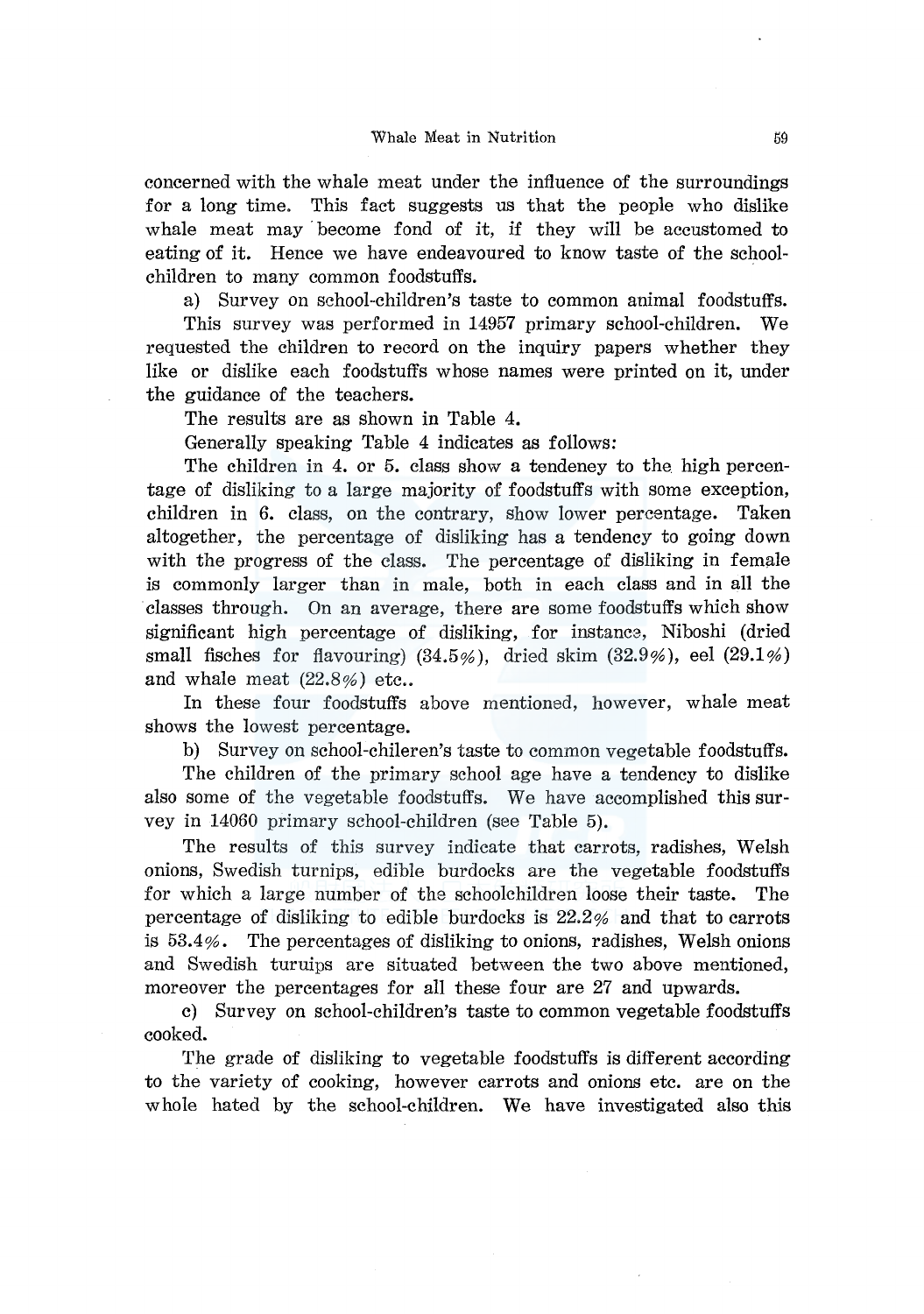concerned with the whale meat under the influence of the surroundings for a long time. This fact suggests us that the people who dislike whale meat may become fond of it, if they will be accustomed to eating of it. Hence we have endeavoured to know taste of the school-children to many common foodstuffs.

a) Survey on school-children's taste to common animal foodstuffs.

This survey was performed in 14957 primary school-children. We requested the children to record on the inquiry papers whether they like or dislike each foodstuffs whose names were printed on it, under the guidance of the teachers.

The results are as shown in Table 4.

Generally speaking Table 4 indicates as follows:

The children in 4. or 5. class show a tendeney to the high percentage of disliking to a large majority of foodstuffs with some exception, children in 6. class, on the contrary, show lower percentage. Taken altogether, the percentage of disliking has a tendency to going down with the progress of the class. The percentage of disliking in female is commonly larger than in male, both in each class and in all the classes through. On an average, there are some foodstuffs which show significant high percentage of disliking, for instance, Niboshi (dried small fisches for flavouring) (34.5%), dried skim (32.9%), eel (29.1%) and whale meat (22.8%) etc..

In these four foodstuffs above mentioned, however, whale meat shows the lowest percentage.

b) Survey on school-chileren's taste to common vegetable foodstuffs.

The children of the primary school age have a tendency to dislike also some of the vegetable foodstuffs. We have accomplished this survey in 14060 primary school-children (see Table 5).

The results of this survey indicate that carrots, radishes, Welsh onions, Swedish turnips, edible burdocks are the vegetable foodstuffs for which a large number of the schoolchildren loose their taste. The percentage of disliking to edible burdocks is 22.2% and that to carrots is 53.4%. The percentages of disliking to onions, radishes, Welsh onions and Swedish turuips are situated between the two above mentioned, moreover the percentages for all these four are 27 and upwards.

c) Survey on school-children's taste to common vegetable foodstuffs cooked.

The grade of disliking to vegetable foodstuffs is different according to the variety of cooking, however carrots and onions etc. are on the whole hated by the school-children. We have investigated also this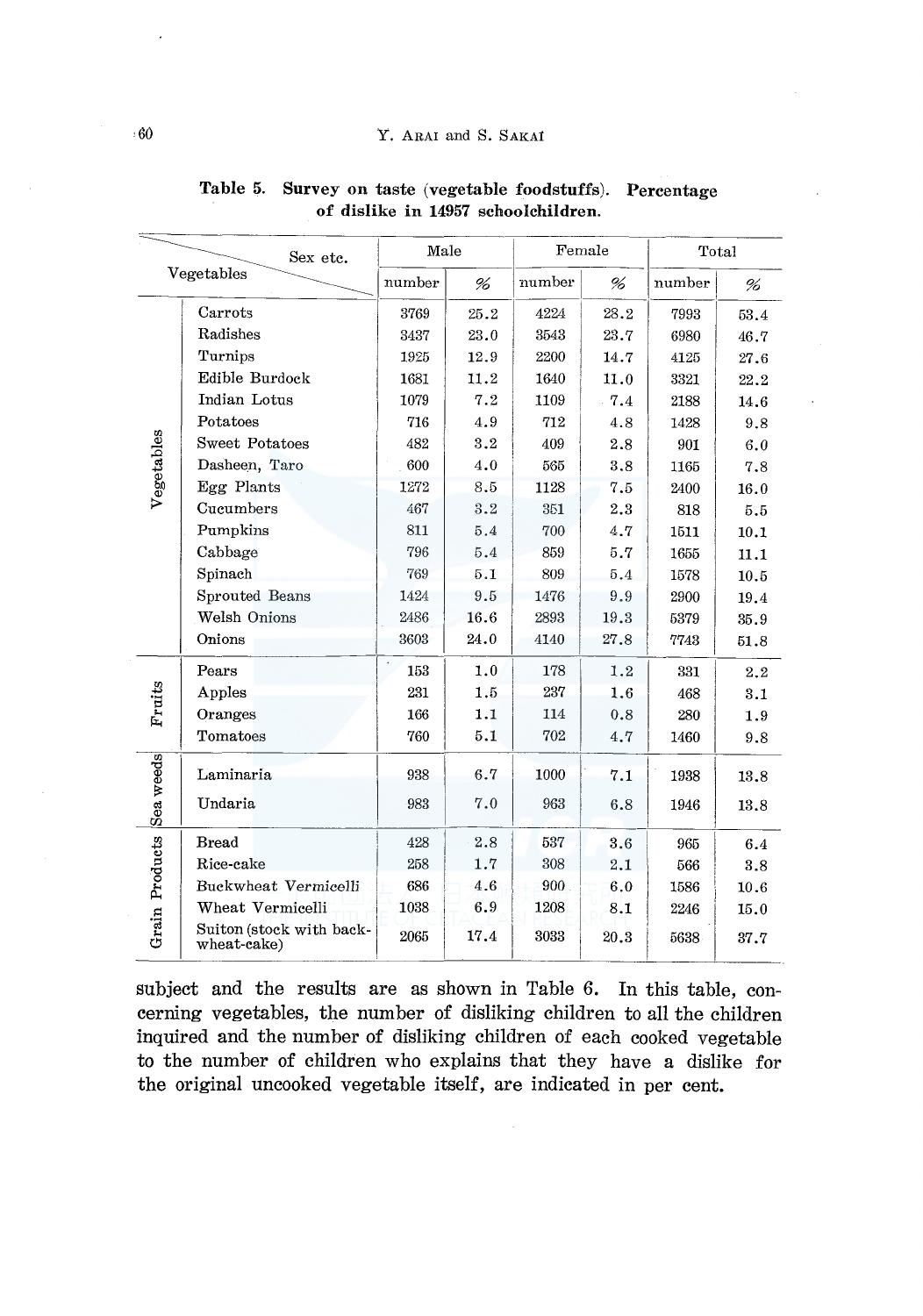**Table 5. Survey on taste (vegetable foodstuffs). Percentage of dislike in 14957 schoolchildren.**

| Vegetables | Sex etc. | Male | | Female | | Total | |
|---|---|---|---|---|---|---|---|
| | | number | % | number | % | number | % |
| Vegetables | Carrots | 3769 | 25.2 | 4224 | 28.2 | 7993 | 53.4 |
| | Radishes | 3437 | 23.0 | 3543 | 23.7 | 6980 | 46.7 |
| | Turnips | 1925 | 12.9 | 2200 | 14.7 | 4125 | 27.6 |
| | Edible Burdock | 1681 | 11.2 | 1640 | 11.0 | 3321 | 22.2 |
| | Indian Lotus | 1079 | 7.2 | 1109 | 7.4 | 2188 | 14.6 |
| | Potatoes | 716 | 4.9 | 712 | 4.8 | 1428 | 9.8 |
| | Sweet Potatoes | 482 | 3.2 | 409 | 2.8 | 901 | 6.0 |
| | Dasheen, Taro | 600 | 4.0 | 565 | 3.8 | 1165 | 7.8 |
| | Egg Plants | 1272 | 8.5 | 1128 | 7.5 | 2400 | 16.0 |
| | Cucumbers | 467 | 3.2 | 351 | 2.3 | 818 | 5.5 |
| | Pumpkins | 811 | 5.4 | 700 | 4.7 | 1511 | 10.1 |
| | Cabbage | 796 | 5.4 | 859 | 5.7 | 1655 | 11.1 |
| | Spinach | 769 | 5.1 | 809 | 5.4 | 1578 | 10.5 |
| | Sprouted Beans | 1424 | 9.5 | 1476 | 9.9 | 2900 | 19.4 |
| | Welsh Onions | 2486 | 16.6 | 2893 | 19.3 | 5379 | 35.9 |
| | Onions | 3603 | 24.0 | 4140 | 27.8 | 7743 | 51.8 |
| Fruits | Pears | 153 | 1.0 | 178 | 1.2 | 331 | 2.2 |
| | Apples | 231 | 1.5 | 237 | 1.6 | 468 | 3.1 |
| | Oranges | 166 | 1.1 | 114 | 0.8 | 280 | 1.9 |
| | Tomatoes | 760 | 5.1 | 702 | 4.7 | 1460 | 9.8 |
| Sea weeds | Laminaria | 938 | 6.7 | 1000 | 7.1 | 1938 | 13.8 |
| | Undaria | 983 | 7.0 | 963 | 6.8 | 1946 | 13.8 |
| Grain Products | Bread | 428 | 2.8 | 537 | 3.6 | 965 | 6.4 |
| | Rice-cake | 258 | 1.7 | 308 | 2.1 | 566 | 3.8 |
| | Buckwheat Vermicelli | 686 | 4.6 | 900 | 6.0 | 1586 | 10.6 |
| | Wheat Vermicelli | 1038 | 6.9 | 1208 | 8.1 | 2246 | 15.0 |
| | Suiton (stock with back-wheat-cake) | 2065 | 17.4 | 3033 | 20.3 | 5638 | 37.7 |

subject and the results are as shown in Table 6. In this table, concerning vegetables, the number of disliking children to all the children inquired and the number of disliking children of each cooked vegetable to the number of children who explains that they have a dislike for the original uncooked vegetable itself, are indicated in per cent.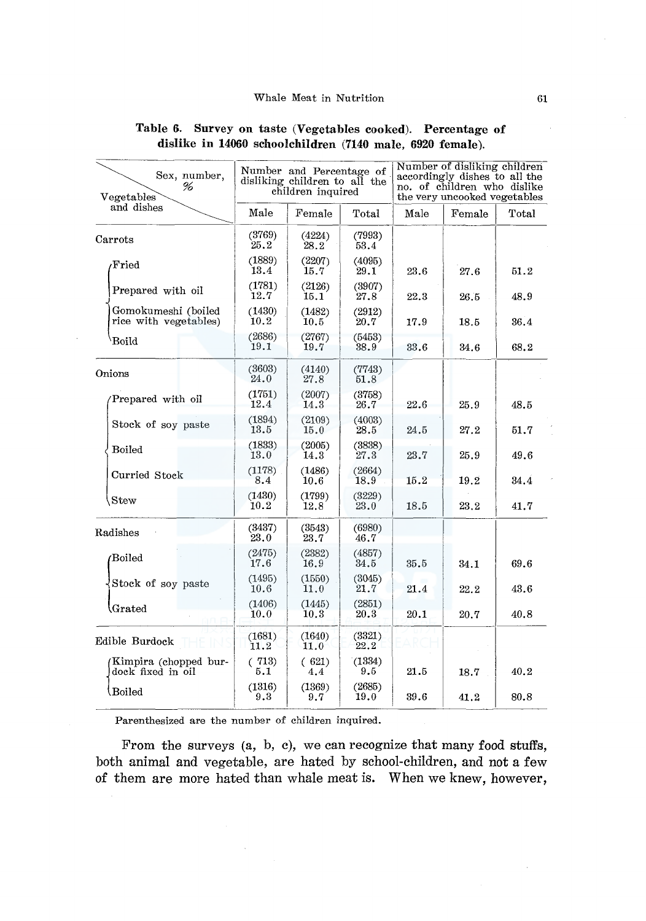**Table 6. Survey on taste (Vegetables cooked). Percentage of dislike in 14060 schoolchildren (7140 male, 6920 female).**

| Vegetables and dishes \ Sex, number, % | Number and Percentage of disliking children to all the children inquired | | | Number of disliking children accordingly dishes to all the no. of children who dislike the very uncooked vegetables | | |
|---|---|---|---|---|---|---|
| | Male | Female | Total | Male | Female | Total |
| Carrots | (3769) 25.2 | (4224) 28.2 | (7993) 53.4 | | | |
| Fried | (1889) 13.4 | (2207) 15.7 | (4095) 29.1 | 23.6 | 27.6 | 51.2 |
| Prepared with oil | (1781) 12.7 | (2126) 15.1 | (3907) 27.8 | 22.3 | 26.5 | 48.9 |
| Gomokumeshi (boiled rice with vegetables) | (1430) 10.2 | (1482) 10.5 | (2912) 20.7 | 17.9 | 18.5 | 36.4 |
| Boild | (2686) 19.1 | (2767) 19.7 | (5453) 38.9 | 33.6 | 34.6 | 68.2 |
| Onions | (3603) 24.0 | (4140) 27.8 | (7743) 51.8 | | | |
| Prepared with oil | (1751) 12.4 | (2007) 14.3 | (3758) 26.7 | 22.6 | 25.9 | 48.5 |
| Stock of soy paste | (1894) 13.5 | (2109) 15.0 | (4003) 28.5 | 24.5 | 27.2 | 51.7 |
| Boiled | (1833) 13.0 | (2005) 14.3 | (3838) 27.3 | 23.7 | 25.9 | 49.6 |
| Curried Stock | (1178) 8.4 | (1486) 10.6 | (2664) 18.9 | 15.2 | 19.2 | 34.4 |
| Stew | (1430) 10.2 | (1799) 12.8 | (3229) 23.0 | 18.5 | 23.2 | 41.7 |
| Radishes | (3437) 23.0 | (3543) 23.7 | (6980) 46.7 | | | |
| Boiled | (2475) 17.6 | (2382) 16.9 | (4857) 34.5 | 35.5 | 34.1 | 69.6 |
| Stock of soy paste | (1495) 10.6 | (1550) 11.0 | (3045) 21.7 | 21.4 | 22.2 | 43.6 |
| Grated | (1406) 10.0 | (1445) 10.3 | (2851) 20.3 | 20.1 | 20.7 | 40.8 |
| Edible Burdock | (1681) 11.2 | (1640) 11.0 | (3321) 22.2 | | | |
| Kimpira (chopped burdock fixed in oil | ( 713) 5.1 | ( 621) 4.4 | (1334) 9.5 | 21.5 | 18.7 | 40.2 |
| Boiled | (1316) 9.3 | (1369) 9.7 | (2685) 19.0 | 39.6 | 41.2 | 80.8 |

Parenthesized are the number of children inquired.

From the surveys (a, b, c), we can recognize that many food stuffs, both animal and vegetable, are hated by school-children, and not a few of them are more hated than whale meat is. When we knew, however,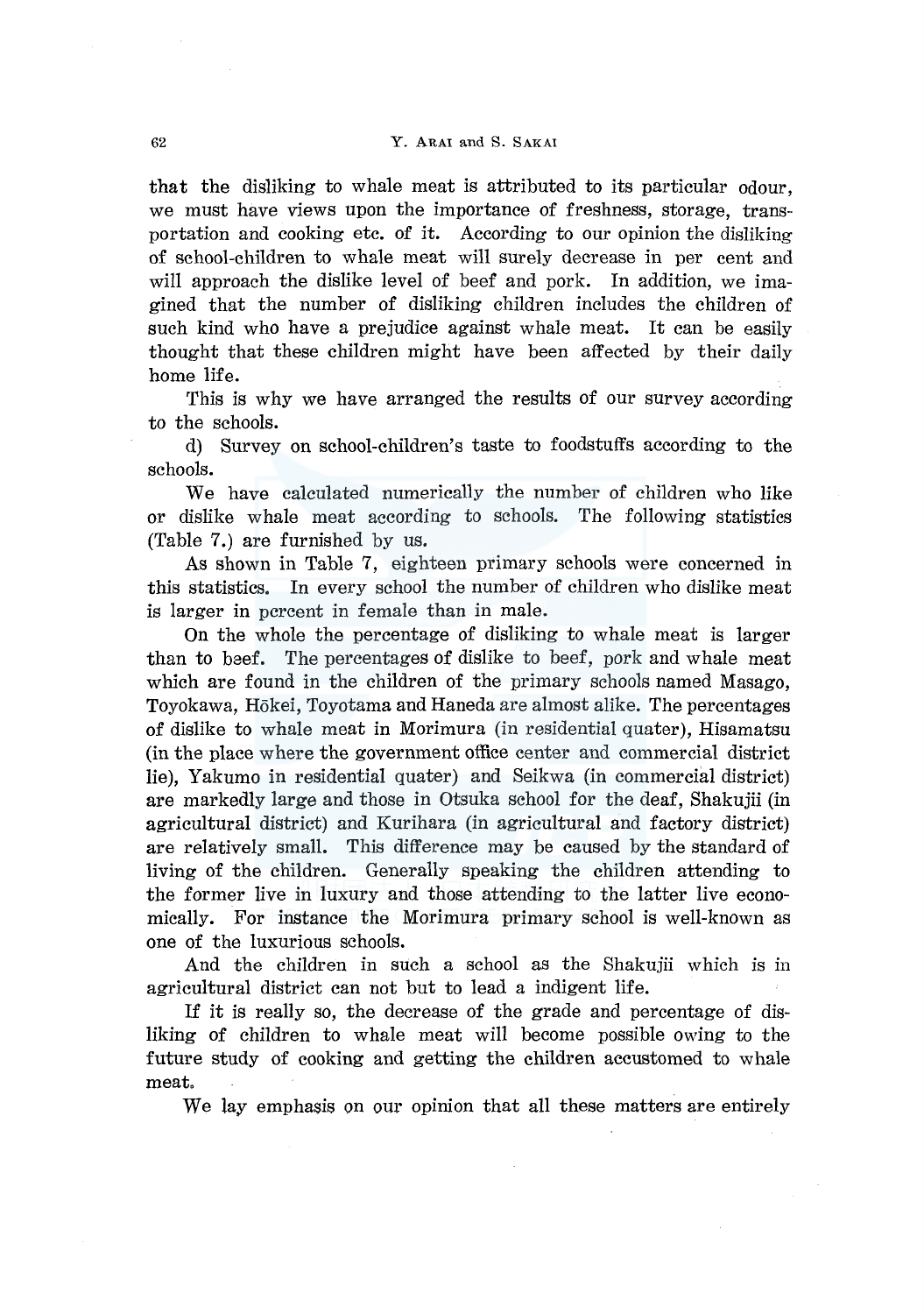that the disliking to whale meat is attributed to its particular odour, we must have views upon the importance of freshness, storage, transportation and cooking etc. of it. According to our opinion the disliking of school-children to whale meat will surely decrease in per cent and will approach the dislike level of beef and pork. In addition, we imagined that the number of disliking children includes the children of such kind who have a prejudice against whale meat. It can be easily thought that these children might have been affected by their daily home life.

This is why we have arranged the results of our survey according to the schools.

d) Survey on school-children's taste to foodstuffs according to the schools.

We have calculated numerically the number of children who like or dislike whale meat according to schools. The following statistics (Table 7.) are furnished by us.

As shown in Table 7, eighteen primary schools were concerned in this statistics. In every school the number of children who dislike meat is larger in percent in female than in male.

On the whole the percentage of disliking to whale meat is larger than to beef. The percentages of dislike to beef, pork and whale meat which are found in the children of the primary schools named Masago, Toyokawa, Hōkei, Toyotama and Haneda are almost alike. The percentages of dislike to whale meat in Morimura (in residential quater), Hisamatsu (in the place where the government office center and commercial district lie), Yakumo in residential quater) and Seikwa (in commercial district) are markedly large and those in Otsuka school for the deaf, Shakujii (in agricultural district) and Kurihara (in agricultural and factory district) are relatively small. This difference may be caused by the standard of living of the children. Generally speaking the children attending to the former live in luxury and those attending to the latter live economically. For instance the Morimura primary school is well-known as one of the luxurious schools.

And the children in such a school as the Shakujii which is in agricultural district can not but to lead a indigent life.

If it is really so, the decrease of the grade and percentage of disliking of children to whale meat will become possible owing to the future study of cooking and getting the children accustomed to whale meat.

We lay emphasis on our opinion that all these matters are entirely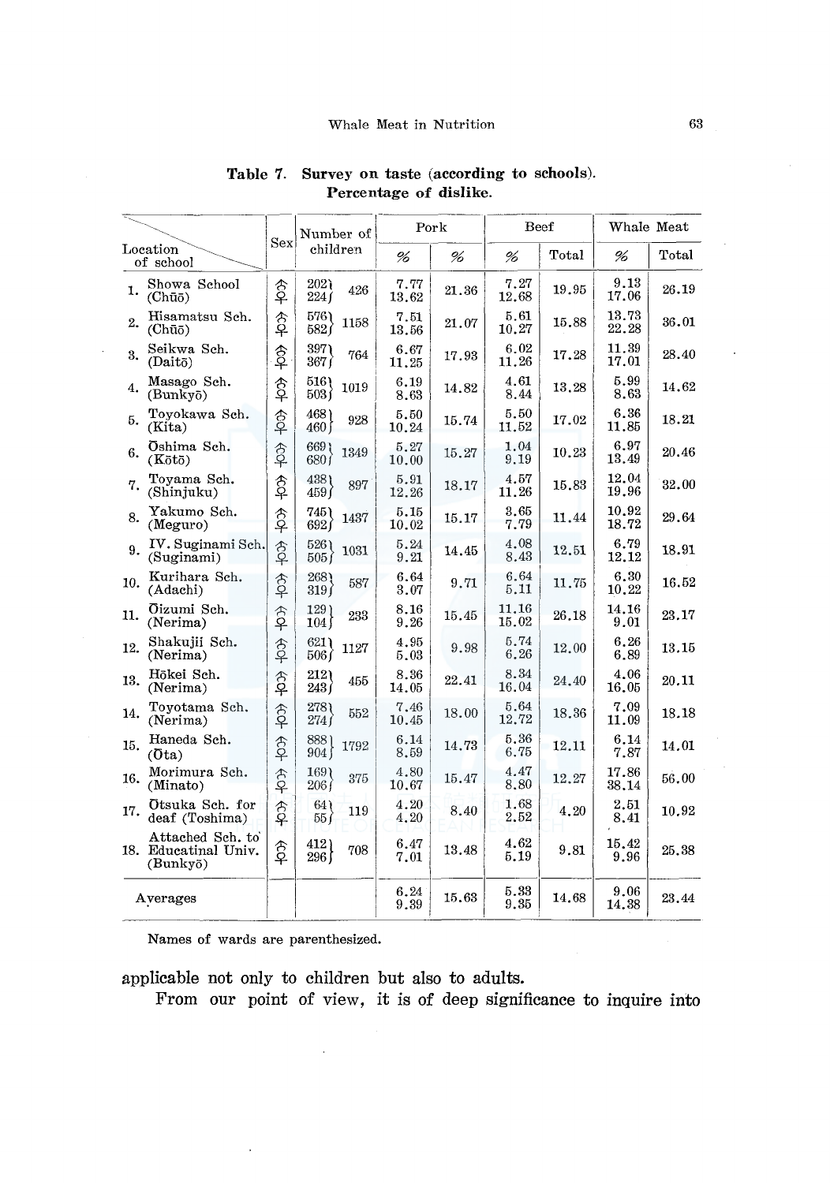**Table 7. Survey on taste (according to schools). Percentage of dislike.**

| Location of school | Sex | Number of children | | Pork | | Beef | | Whale Meat | |
|---|---|---|---|---|---|---|---|---|---|
| | | | | % | % | % | Total | % | Total |
| 1. Showa School (Chūō) | ♂ ♀ | 202 224 | 426 | 7.77 13.62 | 21.36 | 7.27 12.68 | 19.95 | 9.13 17.06 | 26.19 |
| 2. Hisamatsu Sch. (Chūō) | ♂ ♀ | 576 582 | 1158 | 7.51 13.56 | 21.07 | 5.61 10.27 | 15.88 | 13.73 22.28 | 36.01 |
| 3. Seikwa Sch. (Daitō) | ♂ ♀ | 397 367 | 764 | 6.67 11.25 | 17.93 | 6.02 11.26 | 17.28 | 11.39 17.01 | 28.40 |
| 4. Masago Sch. (Bunkyō) | ♂ ♀ | 516 503 | 1019 | 6.19 8.63 | 14.82 | 4.61 8.44 | 13.28 | 5.99 8.63 | 14.62 |
| 5. Toyokawa Sch. (Kita) | ♂ ♀ | 468 460 | 928 | 5.50 10.24 | 15.74 | 5.50 11.52 | 17.02 | 6.36 11.85 | 18.21 |
| 6. Ōshima Sch. (Kōtō) | ♂ ♀ | 669 680 | 1349 | 5.27 10.00 | 15.27 | 1.04 9.19 | 10.23 | 6.97 13.49 | 20.46 |
| 7. Toyama Sch. (Shinjuku) | ♂ ♀ | 438 459 | 897 | 5.91 12.26 | 18.17 | 4.57 11.26 | 15.83 | 12.04 19.96 | 32.00 |
| 8. Yakumo Sch. (Meguro) | ♂ ♀ | 745 692 | 1437 | 5.15 10.02 | 15.17 | 3.65 7.79 | 11.44 | 10.92 18.72 | 29.64 |
| 9. IV. Suginami Sch. (Suginami) | ♂ ♀ | 526 505 | 1031 | 5.24 9.21 | 14.45 | 4.08 8.43 | 12.51 | 6.79 12.12 | 18.91 |
| 10. Kurihara Sch. (Adachi) | ♂ ♀ | 268 319 | 587 | 6.64 3.07 | 9.71 | 6.64 5.11 | 11.75 | 6.30 10.22 | 16.52 |
| 11. Ōizumi Sch. (Nerima) | ♂ ♀ | 129 104 | 233 | 8.16 9.26 | 15.45 | 11.16 15.02 | 26.18 | 14.16 9.01 | 23.17 |
| 12. Shakujii Sch. (Nerima) | ♂ ♀ | 621 506 | 1127 | 4.95 5.03 | 9.98 | 5.74 6.26 | 12.00 | 6.26 6.89 | 13.15 |
| 13. Hōkei Sch. (Nerima) | ♂ ♀ | 212 243 | 455 | 8.36 14.05 | 22.41 | 8.34 16.04 | 24.40 | 4.06 16.05 | 20.11 |
| 14. Toyotama Sch. (Nerima) | ♂ ♀ | 278 274 | 552 | 7.46 10.45 | 18.00 | 5.64 12.72 | 18.36 | 7.09 11.09 | 18.18 |
| 15. Haneda Sch. (Ōta) | ♂ ♀ | 888 904 | 1792 | 6.14 8.59 | 14.73 | 5.36 6.75 | 12.11 | 6.14 7.87 | 14.01 |
| 16. Morimura Sch. (Minato) | ♂ ♀ | 169 206 | 375 | 4.80 10.67 | 15.47 | 4.47 8.80 | 12.27 | 17.86 38.14 | 56.00 |
| 17. Ōtsuka Sch. for deaf (Toshima) | ♂ ♀ | 64 55 | 119 | 4.20 4.20 | 8.40 | 1.68 2.52 | 4.20 | 2.51 8.41 | 10.92 |
| 18. Attached Sch. to Educatinal Univ. (Bunkyō) | ♂ ♀ | 412 296 | 708 | 6.47 7.01 | 13.48 | 4.62 5.19 | 9.81 | 15.42 9.96 | 25.38 |
| Averages | | | | 6.24 9.39 | 15.63 | 5.33 9.35 | 14.68 | 9.06 14.38 | 23.44 |

Names of wards are parenthesized.

applicable not only to children but also to adults.

From our point of view, it is of deep significance to inquire into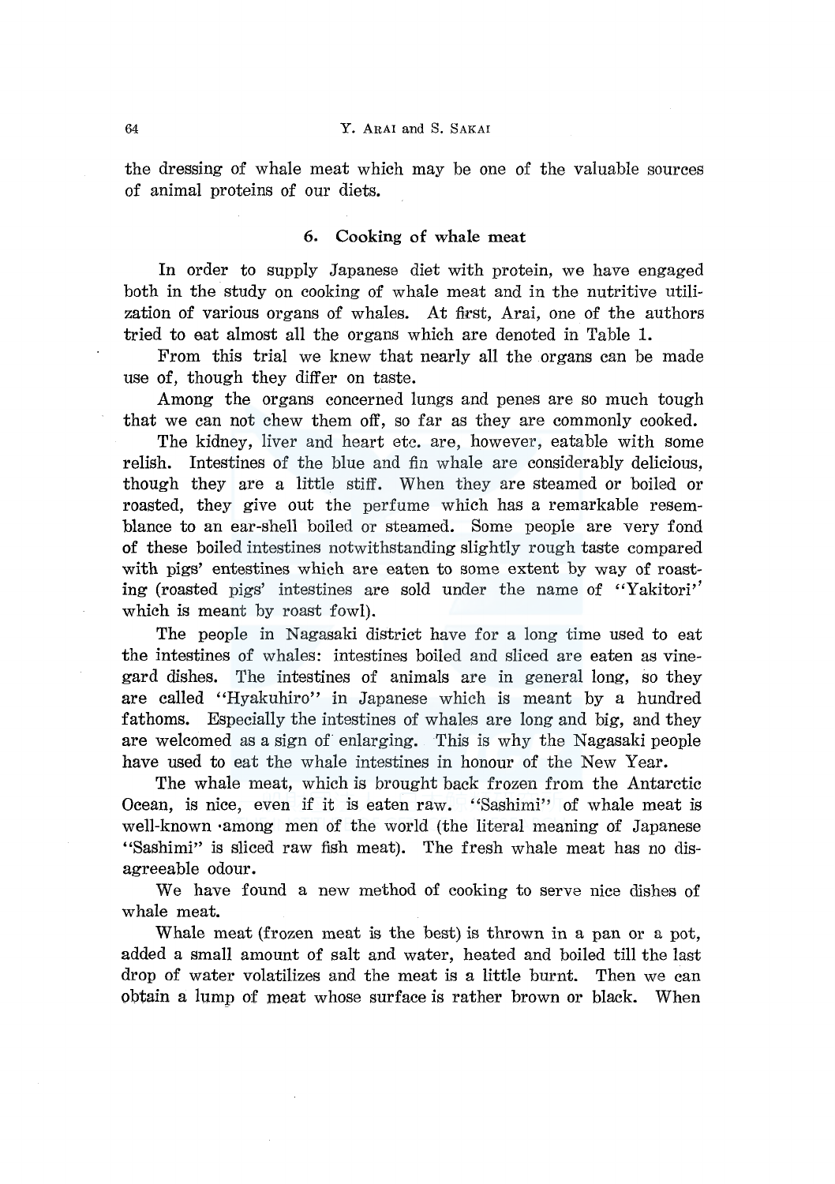the dressing of whale meat which may be one of the valuable sources of animal proteins of our diets.

## 6. Cooking of whale meat

In order to supply Japanese diet with protein, we have engaged both in the study on cooking of whale meat and in the nutritive utilization of various organs of whales. At first, Arai, one of the authors tried to eat almost all the organs which are denoted in Table 1.

From this trial we knew that nearly all the organs can be made use of, though they differ on taste.

Among the organs concerned lungs and penes are so much tough that we can not chew them off, so far as they are commonly cooked.

The kidney, liver and heart etc. are, however, eatable with some relish. Intestines of the blue and fin whale are considerably delicious, though they are a little stiff. When they are steamed or boiled or roasted, they give out the perfume which has a remarkable resemblance to an ear-shell boiled or steamed. Some people are very fond of these boiled intestines notwithstanding slightly rough taste compared with pigs' entestines which are eaten to some extent by way of roasting (roasted pigs' intestines are sold under the name of "Yakitori" which is meant by roast fowl).

The people in Nagasaki district have for a long time used to eat the intestines of whales: intestines boiled and sliced are eaten as vinegard dishes. The intestines of animals are in general long, so they are called "Hyakuhiro" in Japanese which is meant by a hundred fathoms. Especially the intestines of whales are long and big, and they are welcomed as a sign of enlarging. This is why the Nagasaki people have used to eat the whale intestines in honour of the New Year.

The whale meat, which is brought back frozen from the Antarctic Ocean, is nice, even if it is eaten raw. "Sashimi" of whale meat is well-known among men of the world (the literal meaning of Japanese "Sashimi" is sliced raw fish meat). The fresh whale meat has no disagreeable odour.

We have found a new method of cooking to serve nice dishes of whale meat.

Whale meat (frozen meat is the best) is thrown in a pan or a pot, added a small amount of salt and water, heated and boiled till the last drop of water volatilizes and the meat is a little burnt. Then we can obtain a lump of meat whose surface is rather brown or black. When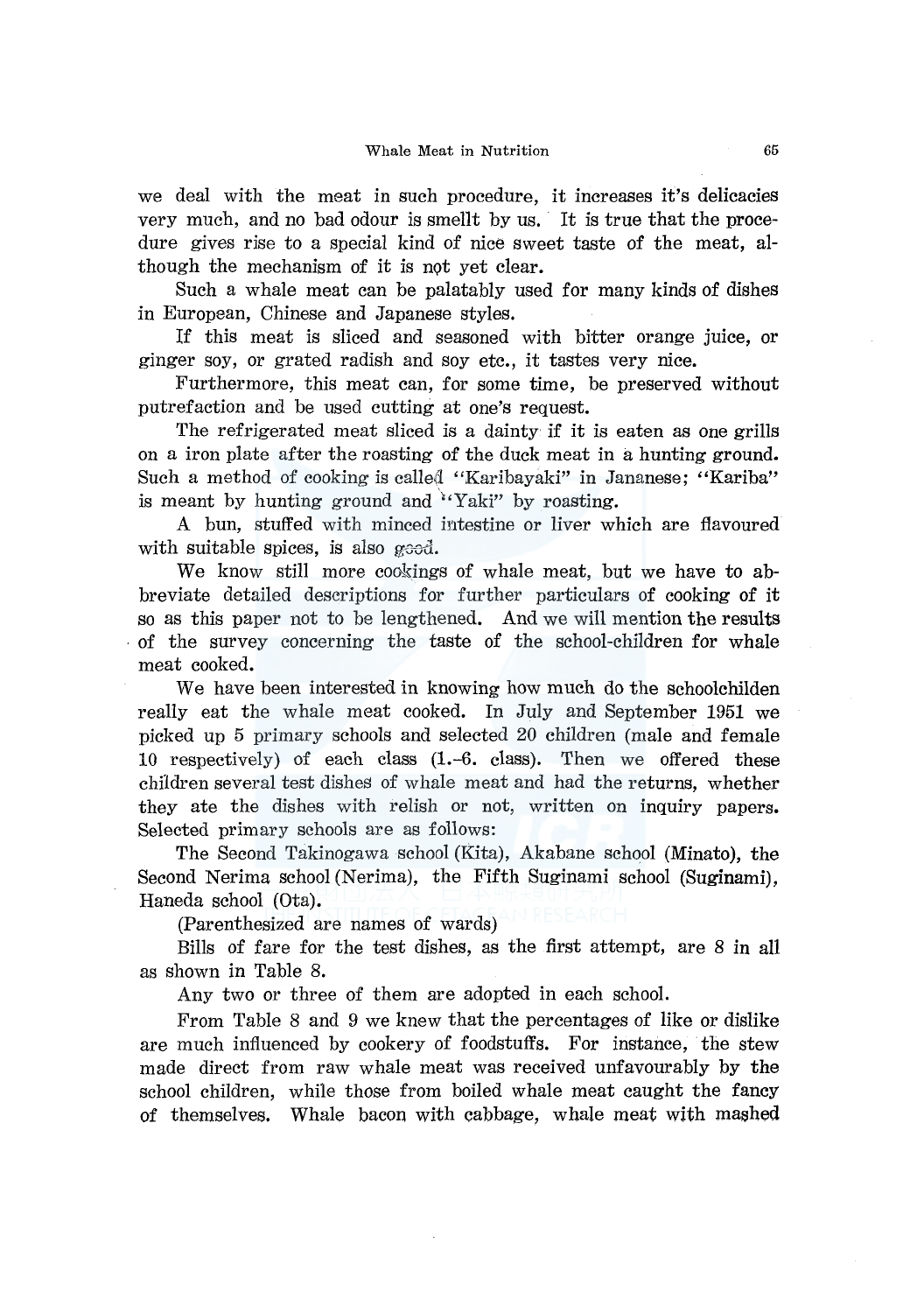we deal with the meat in such procedure, it increases it's delicacies very much, and no bad odour is smellt by us. It is true that the procedure gives rise to a special kind of nice sweet taste of the meat, although the mechanism of it is not yet clear.

Such a whale meat can be palatably used for many kinds of dishes in European, Chinese and Japanese styles.

If this meat is sliced and seasoned with bitter orange juice, or ginger soy, or grated radish and soy etc., it tastes very nice.

Furthermore, this meat can, for some time, be preserved without putrefaction and be used cutting at one's request.

The refrigerated meat sliced is a dainty if it is eaten as one grills on a iron plate after the roasting of the duck meat in a hunting ground. Such a method of cooking is called "Karibayaki" in Jananese; "Kariba" is meant by hunting ground and "Yaki" by roasting.

A bun, stuffed with minced intestine or liver which are flavoured with suitable spices, is also good.

We know still more cookings of whale meat, but we have to abbreviate detailed descriptions for further particulars of cooking of it so as this paper not to be lengthened. And we will mention the results of the survey concerning the taste of the school-children for whale meat cooked.

We have been interested in knowing how much do the schoolchilden really eat the whale meat cooked. In July and September 1951 we picked up 5 primary schools and selected 20 children (male and female 10 respectively) of each class (1.-6. class). Then we offered these children several test dishes of whale meat and had the returns, whether they ate the dishes with relish or not, written on inquiry papers. Selected primary schools are as follows:

The Second Takinogawa school (Kita), Akabane school (Minato), the Second Nerima school (Nerima), the Fifth Suginami school (Suginami), Haneda school (Ota).

(Parenthesized are names of wards)

Bills of fare for the test dishes, as the first attempt, are 8 in all as shown in Table 8.

Any two or three of them are adopted in each school.

From Table 8 and 9 we knew that the percentages of like or dislike are much influenced by cookery of foodstuffs. For instance, the stew made direct from raw whale meat was received unfavourably by the school children, while those from boiled whale meat caught the fancy of themselves. Whale bacon with cabbage, whale meat with mashed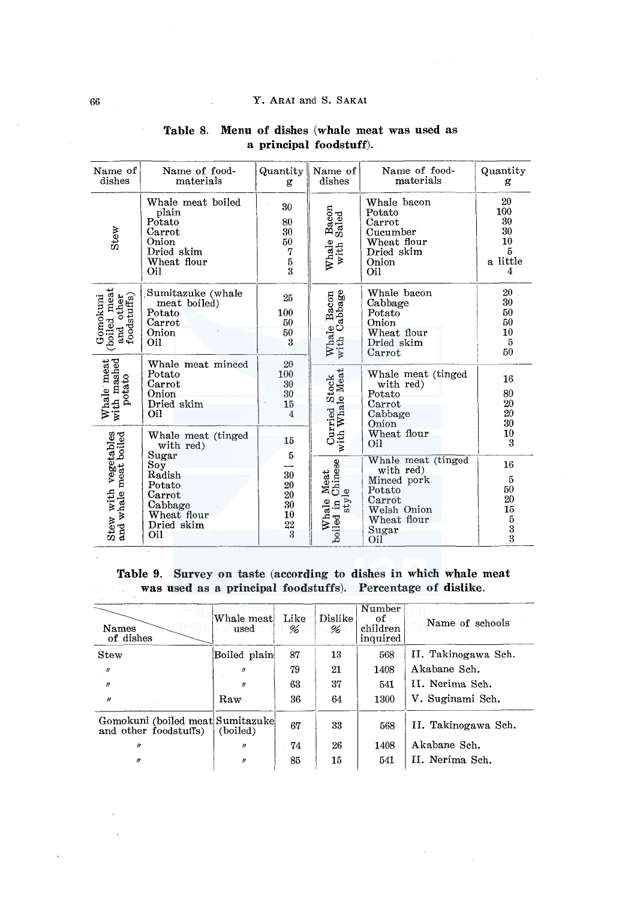**Table 8. Menu of dishes (whale meat was used as a principal foodstuff).**

| Name of dishes | Name of food-materials | Quantity g | Name of dishes | Name of food-materials | Quantity g |
|---|---|---|---|---|---|
| Stew | Whale meat boiled plain | 30 | Whale Bacon with Saled | Whale bacon | 20 |
| | Potato | 80 | | Potato | 100 |
| | Carrot | 30 | | Carrot | 30 |
| | Onion | 50 | | Cucumber | 30 |
| | Dried skim | 7 | | Wheat flour | 10 |
| | Wheat flour | 5 | | Dried skim | 5 |
| | Oil | 3 | | Onion | a little |
| | | | | Oil | 4 |
| Gomokuni (boiled meat and other foodstuffs) | Sumitazuke (whale meat boiled) | 25 | Whale Bacon with Cabbage | Whale bacon | 20 |
| | Potato | 100 | | Cabbage | 30 |
| | Carrot | 50 | | Potato | 50 |
| | Onion | 50 | | Onion | 50 |
| | Oil | 3 | | Wheat flour | 10 |
| | | | | Dried skim | 5 |
| | | | | Carrot | 50 |
| Whale meat with mashed potato | Whale meat minced | 20 | Curried Stock with Whale Meat | Whale meat (tinged with red) | 16 |
| | Potato | 100 | | Potato | 80 |
| | Carrot | 30 | | Carrot | 20 |
| | Onion | 30 | | Cabbage | 20 |
| | Dried skim | 15 | | Onion | 30 |
| | Oil | 4 | | Wheat flour | 10 |
| | | | | Oil | 3 |
| Stew with vegetables and whale meat boiled | Whale meat (tinged with red) | 15 | Whale Meat boiled in Chinese style | Whale meat (tinged with red) | 16 |
| | Sugar | 5 | | Minced pork | 5 |
| | Soy | — | | Potato | 50 |
| | Radish | 30 | | Carrot | 20 |
| | Potato | 20 | | Welsh Onion | 15 |
| | Carrot | 20 | | Wheat flour | 5 |
| | Cabbage | 30 | | Sugar | 3 |
| | Wheat flour | 10 | | Oil | 3 |
| | Dried skim | 22 | | | |
| | Oil | 3 | | | |

**Table 9. Survey on taste (according to dishes in which whale meat was used as a principal foodstuffs). Percentage of dislike.**

| Names of dishes | Whale meat used | Like % | Dislike % | Number of children inquired | Name of schools |
|---|---|---|---|---|---|
| Stew | Boiled plain | 87 | 13 | 568 | II. Takinogawa Sch. |
| 〃 | 〃 | 79 | 21 | 1408 | Akabane Sch. |
| 〃 | 〃 | 63 | 37 | 541 | II. Nerima Sch. |
| 〃 | Raw | 36 | 64 | 1300 | V. Suginami Sch. |
| Gomokuni (boiled meat and other foodstuffs) | Sumitazuke (boiled) | 67 | 33 | 568 | II. Takinogawa Sch. |
| 〃 | 〃 | 74 | 26 | 1408 | Akabane Sch. |
| 〃 | 〃 | 85 | 15 | 541 | II. Nerima Sch. |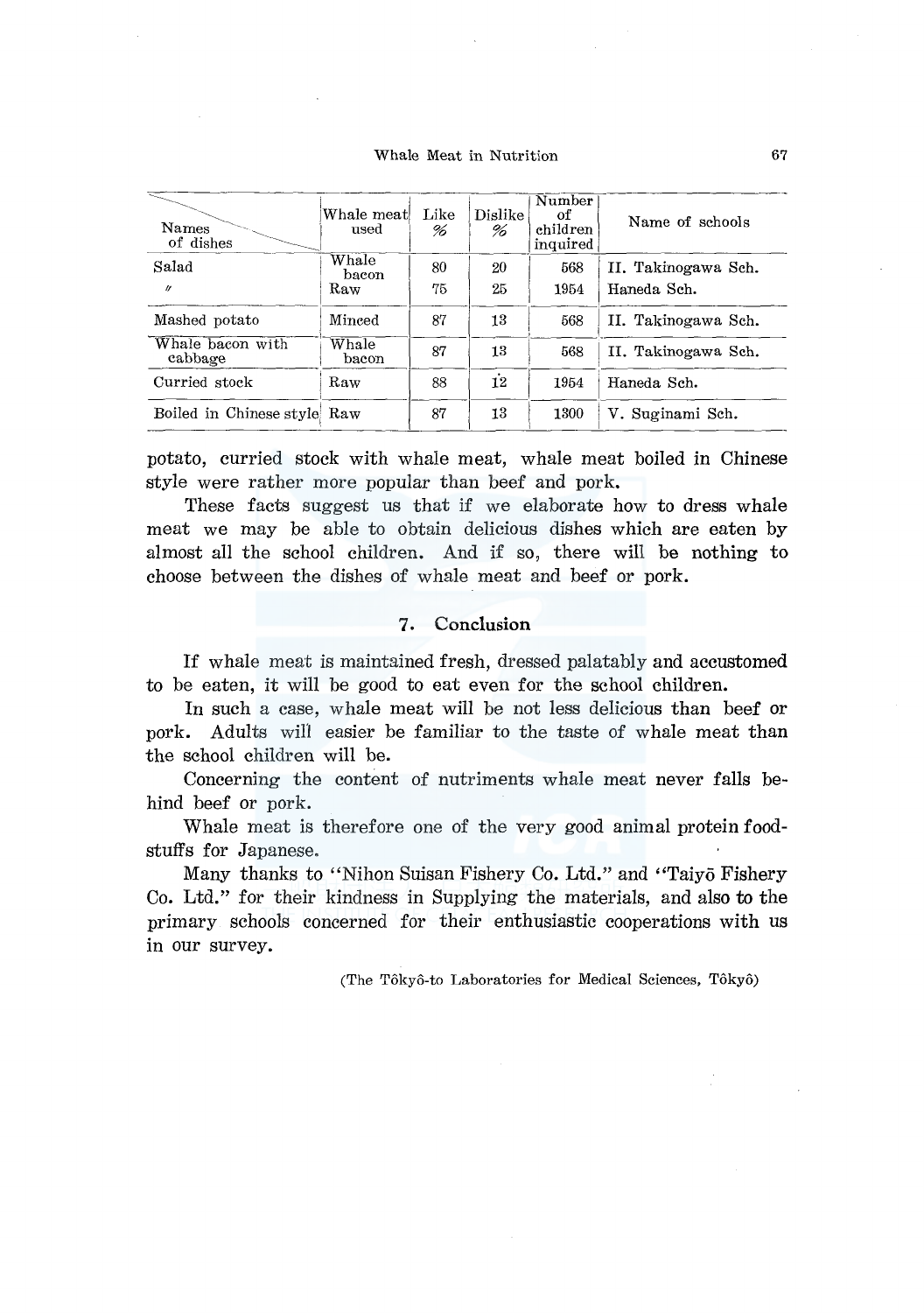| Names of dishes | Whale meat used | Like % | Dislike % | Number of children inquired | Name of schools |
|---|---|---|---|---|---|
| Salad | Whale bacon | 80 | 20 | 568 | II. Takinogawa Sch. |
| 〃 | Raw | 75 | 25 | 1954 | Haneda Sch. |
| Mashed potato | Minced | 87 | 13 | 568 | II. Takinogawa Sch. |
| Whale bacon with cabbage | Whale bacon | 87 | 13 | 568 | II. Takinogawa Sch. |
| Curried stock | Raw | 88 | 12 | 1954 | Haneda Sch. |
| Boiled in Chinese style | Raw | 87 | 13 | 1300 | V. Suginami Sch. |

potato, curried stock with whale meat, whale meat boiled in Chinese style were rather more popular than beef and pork.

These facts suggest us that if we elaborate how to dress whale meat we may be able to obtain delicious dishes which are eaten by almost all the school children. And if so, there will be nothing to choose between the dishes of whale meat and beef or pork.

## 7. Conclusion

If whale meat is maintained fresh, dressed palatably and accustomed to be eaten, it will be good to eat even for the school children.

In such a case, whale meat will be not less delicious than beef or pork. Adults will easier be familiar to the taste of whale meat than the school children will be.

Concerning the content of nutriments whale meat never falls behind beef or pork.

Whale meat is therefore one of the very good animal protein foodstuffs for Japanese.

Many thanks to "Nihon Suisan Fishery Co. Ltd." and "Taiyō Fishery Co. Ltd." for their kindness in Supplying the materials, and also to the primary schools concerned for their enthusiastic cooperations with us in our survey.

(The Tôkyô-to Laboratories for Medical Sciences, Tôkyô)